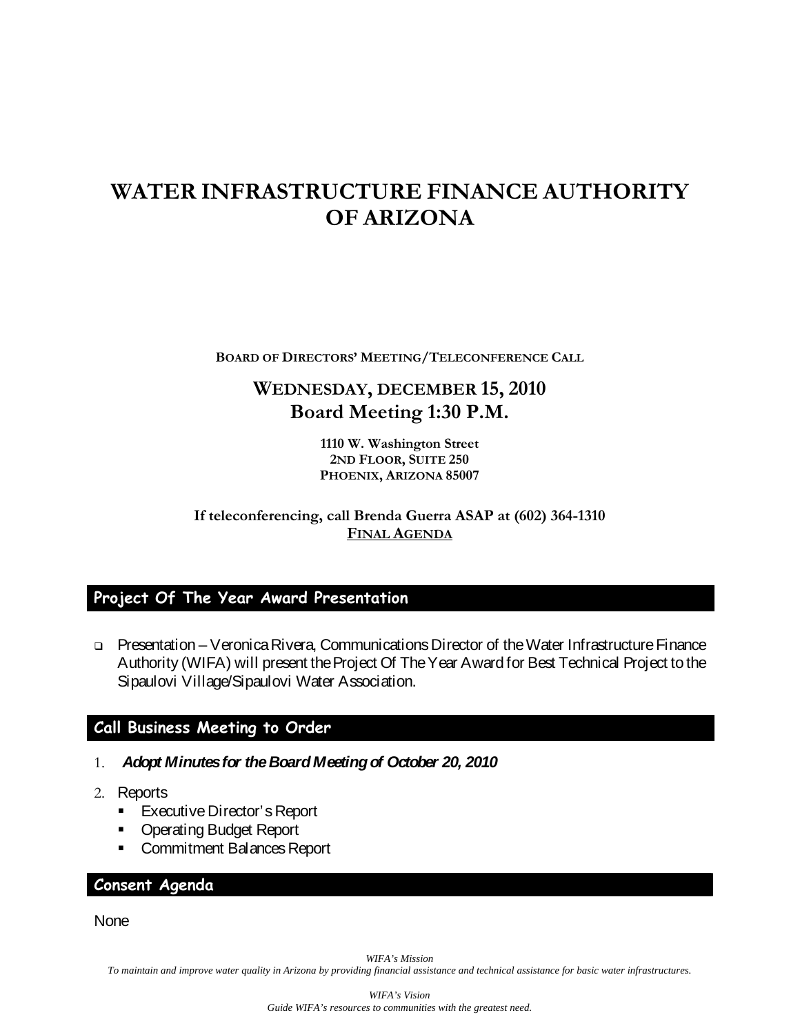# WATER INFRASTRUCTURE FINANCE AUTHORITY OF ARIZONA

**BOARD OF DIRECTORS' MEETING/TELECONFERENCE CALL**

## WEDNESDAY, DECEMBER 15, 2010
## Board Meeting 1:30 P.M.

**1110 W. Washington Street**
**2ND FLOOR, SUITE 250**
**PHOENIX, ARIZONA 85007**

**If teleconferencing, call Brenda Guerra ASAP at (602) 364-1310**
**FINAL AGENDA**

## Project Of The Year Award Presentation

- Presentation – Veronica Rivera, Communications Director of the Water Infrastructure Finance Authority (WIFA) will present the Project Of The Year Award for Best Technical Project to the Sipaulovi Village/Sipaulovi Water Association.

## Call Business Meeting to Order

1. ***Adopt Minutes for the Board Meeting of October 20, 2010***
2. Reports
   - Executive Director's Report
   - Operating Budget Report
   - Commitment Balances Report

## Consent Agenda

None

*WIFA's Mission*
*To maintain and improve water quality in Arizona by providing financial assistance and technical assistance for basic water infrastructures.*

*WIFA's Vision*
*Guide WIFA's resources to communities with the greatest need.*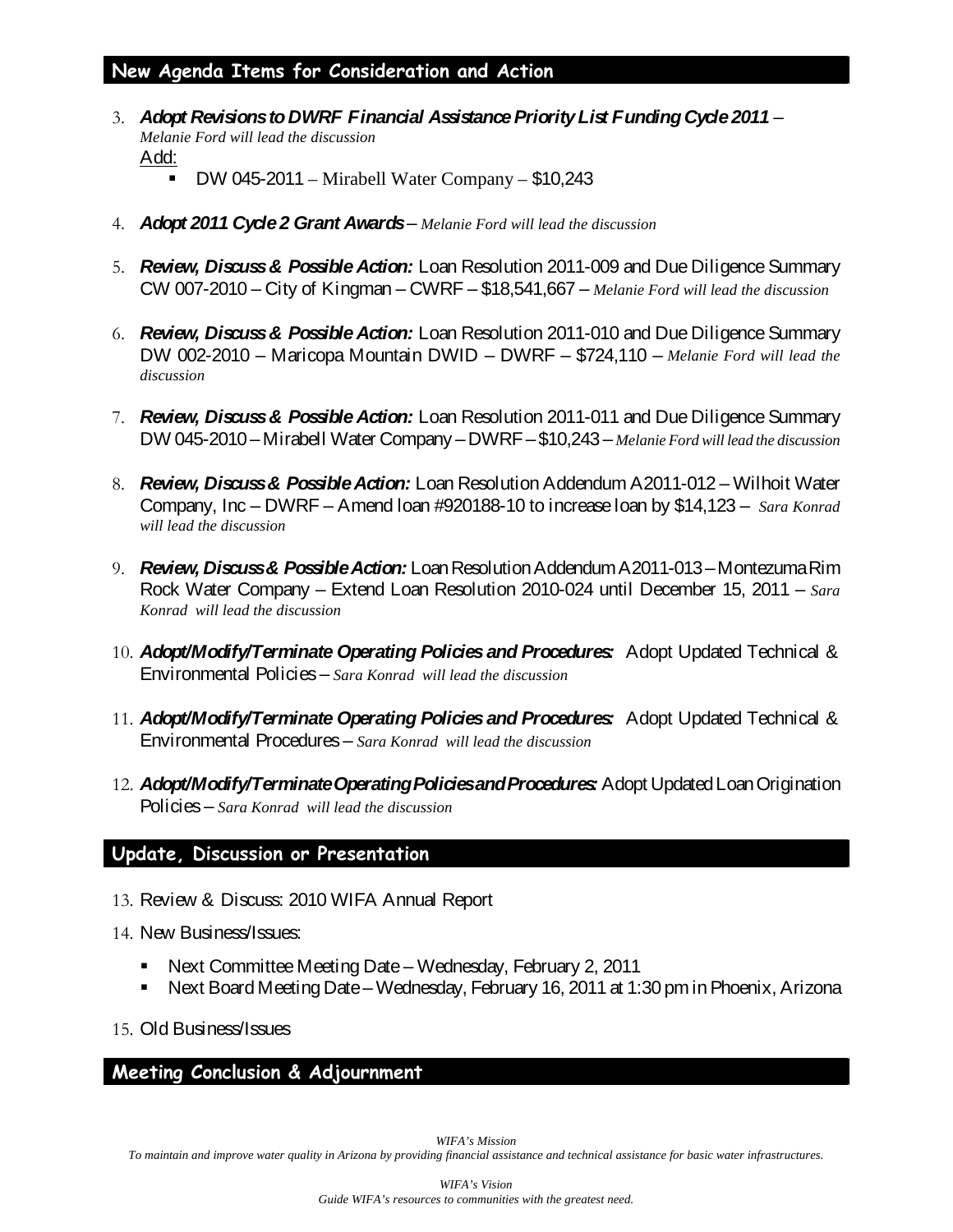## New Agenda Items for Consideration and Action

3. ***Adopt Revisions to DWRF Financial Assistance Priority List Funding Cycle 2011*** – *Melanie Ford will lead the discussion*
   Add:
   - DW 045-2011 – Mirabell Water Company – $10,243

4. ***Adopt 2011 Cycle 2 Grant Awards*** – *Melanie Ford will lead the discussion*

5. ***Review, Discuss & Possible Action:*** Loan Resolution 2011-009 and Due Diligence Summary CW 007-2010 – City of Kingman – CWRF – $18,541,667 – *Melanie Ford will lead the discussion*

6. ***Review, Discuss & Possible Action:*** Loan Resolution 2011-010 and Due Diligence Summary DW 002-2010 – Maricopa Mountain DWID – DWRF – $724,110 – *Melanie Ford will lead the discussion*

7. ***Review, Discuss & Possible Action:*** Loan Resolution 2011-011 and Due Diligence Summary DW 045-2010 – Mirabell Water Company – DWRF – $10,243 – *Melanie Ford will lead the discussion*

8. ***Review, Discuss & Possible Action:*** Loan Resolution Addendum A2011-012 – Wilhoit Water Company, Inc – DWRF – Amend loan #920188-10 to increase loan by $14,123 – *Sara Konrad will lead the discussion*

9. ***Review, Discuss & Possible Action:*** Loan Resolution Addendum A2011-013 – Montezuma Rim Rock Water Company – Extend Loan Resolution 2010-024 until December 15, 2011 – *Sara Konrad will lead the discussion*

10. ***Adopt/Modify/Terminate Operating Policies and Procedures:*** Adopt Updated Technical & Environmental Policies – *Sara Konrad will lead the discussion*

11. ***Adopt/Modify/Terminate Operating Policies and Procedures:*** Adopt Updated Technical & Environmental Procedures – *Sara Konrad will lead the discussion*

12. ***Adopt/Modify/Terminate Operating Policies and Procedures:*** Adopt Updated Loan Origination Policies – *Sara Konrad will lead the discussion*

## Update, Discussion or Presentation

13. Review & Discuss: 2010 WIFA Annual Report

14. New Business/Issues:
    - Next Committee Meeting Date – Wednesday, February 2, 2011
    - Next Board Meeting Date – Wednesday, February 16, 2011 at 1:30 pm in Phoenix, Arizona

15. Old Business/Issues

## Meeting Conclusion & Adjournment

*WIFA's Mission*
*To maintain and improve water quality in Arizona by providing financial assistance and technical assistance for basic water infrastructures.*

*WIFA's Vision*
*Guide WIFA's resources to communities with the greatest need.*